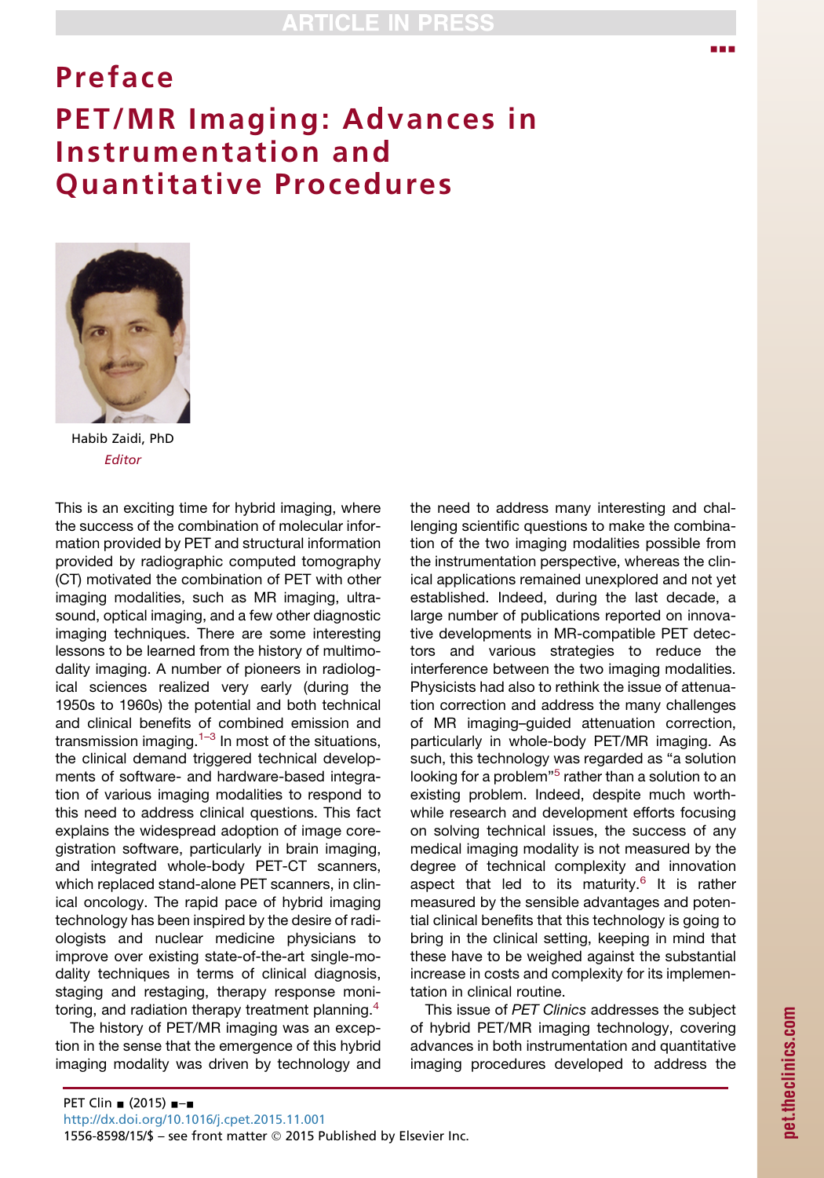# Preface

# PET/MR Imaging: Advances in Instrumentation and Quantitative Procedures

Habib Zaidi, PhD
*Editor*

This is an exciting time for hybrid imaging, where the success of the combination of molecular information provided by PET and structural information provided by radiographic computed tomography (CT) motivated the combination of PET with other imaging modalities, such as MR imaging, ultrasound, optical imaging, and a few other diagnostic imaging techniques. There are some interesting lessons to be learned from the history of multimodality imaging. A number of pioneers in radiological sciences realized very early (during the 1950s to 1960s) the potential and both technical and clinical benefits of combined emission and transmission imaging.[1–3] In most of the situations, the clinical demand triggered technical developments of software- and hardware-based integration of various imaging modalities to respond to this need to address clinical questions. This fact explains the widespread adoption of image coregistration software, particularly in brain imaging, and integrated whole-body PET-CT scanners, which replaced stand-alone PET scanners, in clinical oncology. The rapid pace of hybrid imaging technology has been inspired by the desire of radiologists and nuclear medicine physicians to improve over existing state-of-the-art single-modality techniques in terms of clinical diagnosis, staging and restaging, therapy response monitoring, and radiation therapy treatment planning.[4]

The history of PET/MR imaging was an exception in the sense that the emergence of this hybrid imaging modality was driven by technology and the need to address many interesting and challenging scientific questions to make the combination of the two imaging modalities possible from the instrumentation perspective, whereas the clinical applications remained unexplored and not yet established. Indeed, during the last decade, a large number of publications reported on innovative developments in MR-compatible PET detectors and various strategies to reduce the interference between the two imaging modalities. Physicists had also to rethink the issue of attenuation correction and address the many challenges of MR imaging–guided attenuation correction, particularly in whole-body PET/MR imaging. As such, this technology was regarded as "a solution looking for a problem"[5] rather than a solution to an existing problem. Indeed, despite much worthwhile research and development efforts focusing on solving technical issues, the success of any medical imaging modality is not measured by the degree of technical complexity and innovation aspect that led to its maturity.[6] It is rather measured by the sensible advantages and potential clinical benefits that this technology is going to bring in the clinical setting, keeping in mind that these have to be weighed against the substantial increase in costs and complexity for its implementation in clinical routine.

This issue of *PET Clinics* addresses the subject of hybrid PET/MR imaging technology, covering advances in both instrumentation and quantitative imaging procedures developed to address the

http://dx.doi.org/10.1016/j.cpet.2015.11.001
1556-8598/15/$ – see front matter © 2015 Published by Elsevier Inc.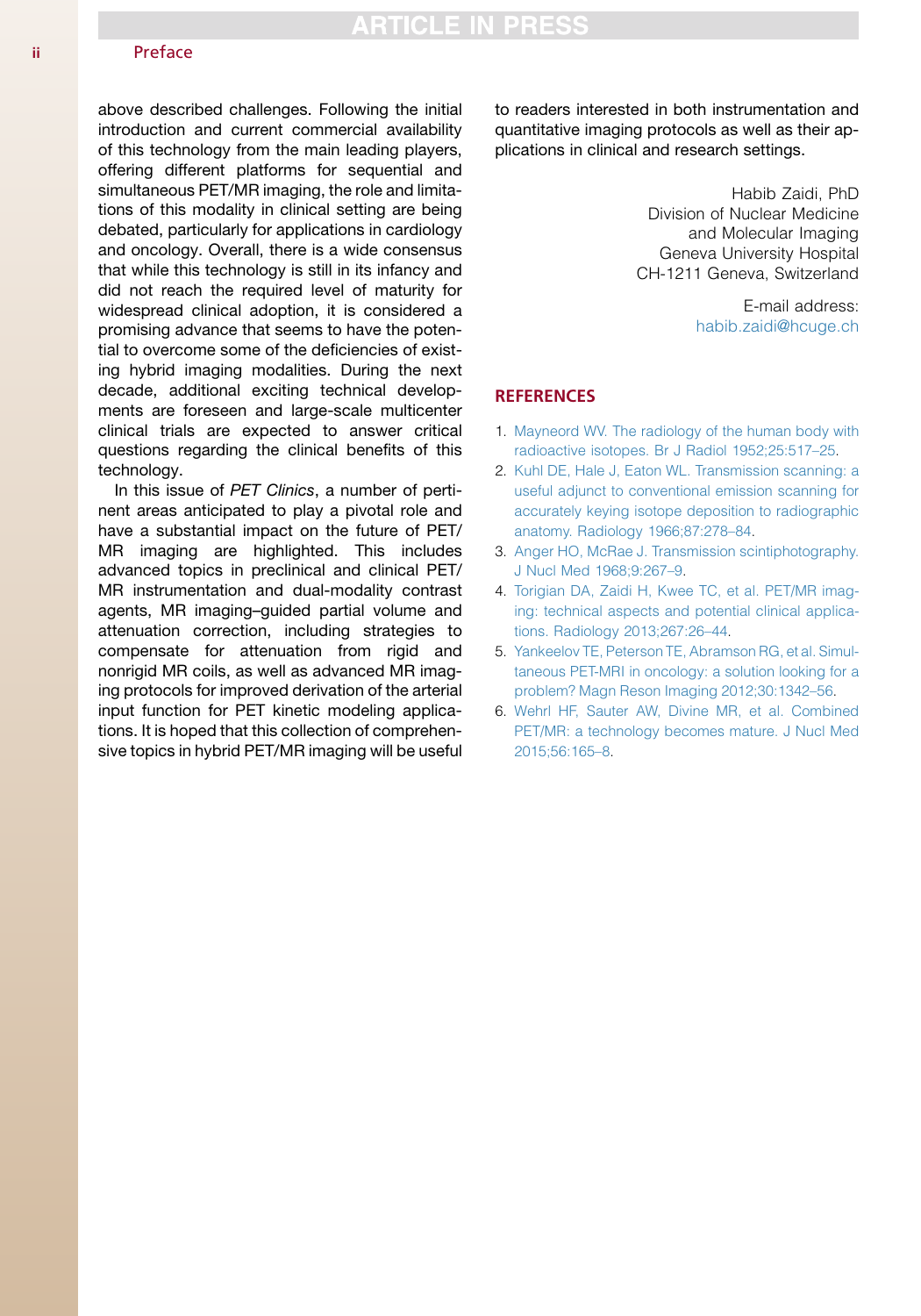above described challenges. Following the initial introduction and current commercial availability of this technology from the main leading players, offering different platforms for sequential and simultaneous PET/MR imaging, the role and limitations of this modality in clinical setting are being debated, particularly for applications in cardiology and oncology. Overall, there is a wide consensus that while this technology is still in its infancy and did not reach the required level of maturity for widespread clinical adoption, it is considered a promising advance that seems to have the potential to overcome some of the deficiencies of existing hybrid imaging modalities. During the next decade, additional exciting technical developments are foreseen and large-scale multicenter clinical trials are expected to answer critical questions regarding the clinical benefits of this technology.

In this issue of *PET Clinics*, a number of pertinent areas anticipated to play a pivotal role and have a substantial impact on the future of PET/MR imaging are highlighted. This includes advanced topics in preclinical and clinical PET/MR instrumentation and dual-modality contrast agents, MR imaging–guided partial volume and attenuation correction, including strategies to compensate for attenuation from rigid and nonrigid MR coils, as well as advanced MR imaging protocols for improved derivation of the arterial input function for PET kinetic modeling applications. It is hoped that this collection of comprehensive topics in hybrid PET/MR imaging will be useful to readers interested in both instrumentation and quantitative imaging protocols as well as their applications in clinical and research settings.

Habib Zaidi, PhD
Division of Nuclear Medicine
and Molecular Imaging
Geneva University Hospital
CH-1211 Geneva, Switzerland

E-mail address:
habib.zaidi@hcuge.ch

## REFERENCES

1. Mayneord WV. The radiology of the human body with radioactive isotopes. Br J Radiol 1952;25:517–25.
2. Kuhl DE, Hale J, Eaton WL. Transmission scanning: a useful adjunct to conventional emission scanning for accurately keying isotope deposition to radiographic anatomy. Radiology 1966;87:278–84.
3. Anger HO, McRae J. Transmission scintiphotography. J Nucl Med 1968;9:267–9.
4. Torigian DA, Zaidi H, Kwee TC, et al. PET/MR imaging: technical aspects and potential clinical applications. Radiology 2013;267:26–44.
5. Yankeelov TE, Peterson TE, Abramson RG, et al. Simultaneous PET-MRI in oncology: a solution looking for a problem? Magn Reson Imaging 2012;30:1342–56.
6. Wehrl HF, Sauter AW, Divine MR, et al. Combined PET/MR: a technology becomes mature. J Nucl Med 2015;56:165–8.